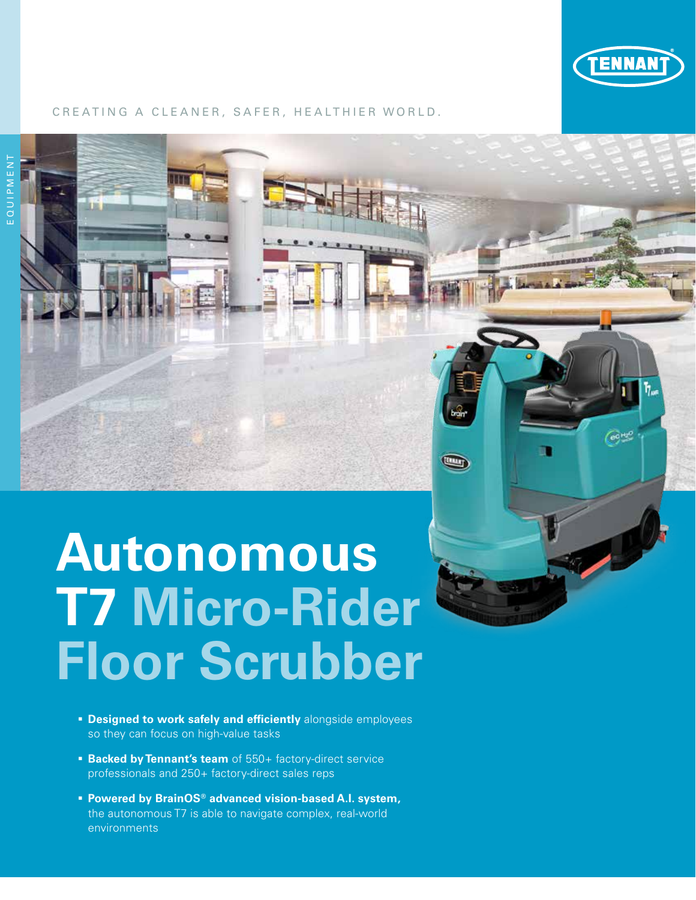CREATING A CLEANER, SAFER, HEALTHIER WORLD.

EQUIPMENT

# Autonomous T7 Micro-Rider Floor Scrubber

- **Designed to work safely and efficiently** alongside employees so they can focus on high-value tasks
- **Backed by Tennant's team** of 550+ factory-direct service professionals and 250+ factory-direct sales reps
- **Powered by BrainOS® advanced vision-based A.I. system,** the autonomous T7 is able to navigate complex, real-world environments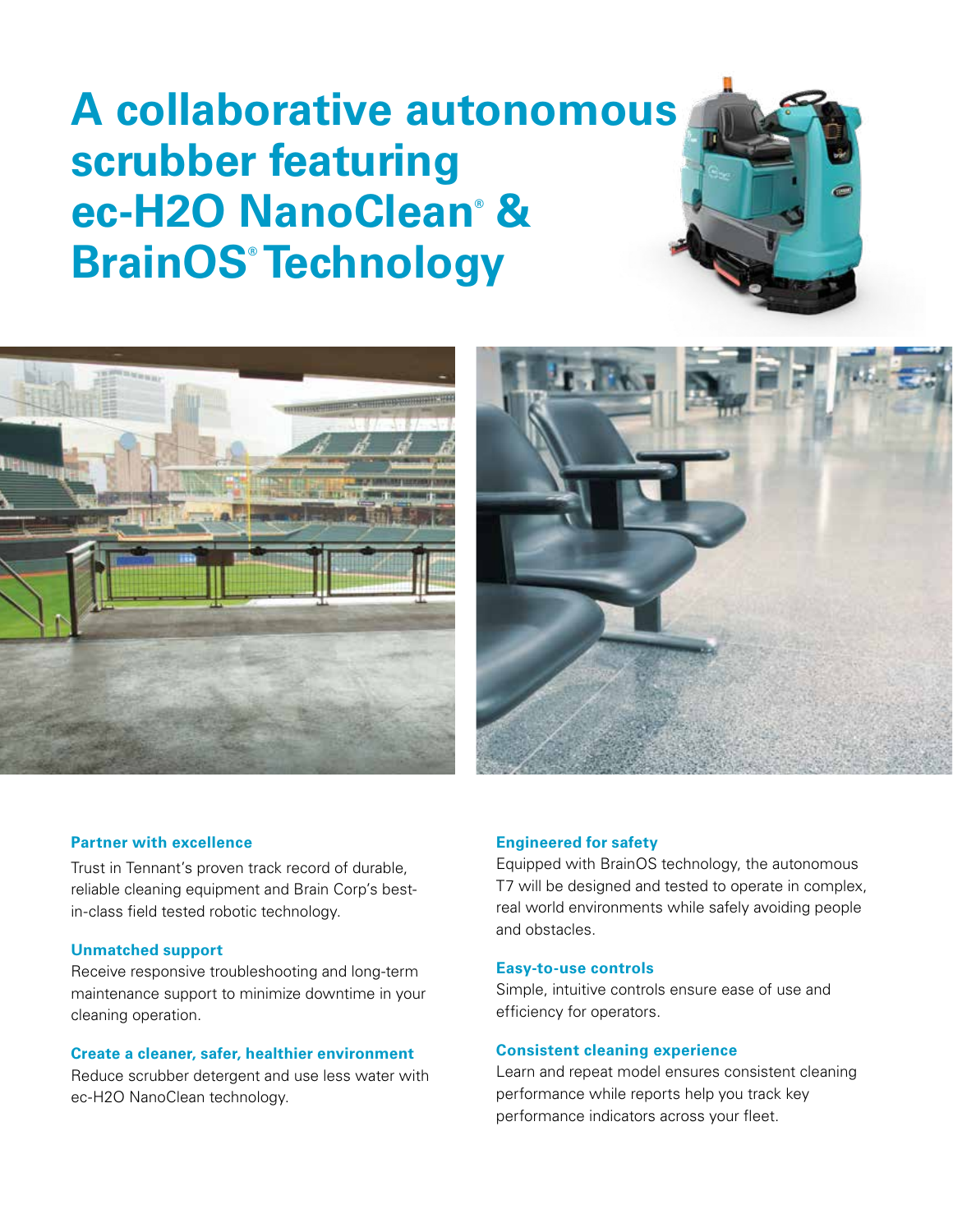# A collaborative autonomous scrubber featuring ec-H2O NanoClean® & BrainOS® Technology

### Partner with excellence

Trust in Tennant's proven track record of durable, reliable cleaning equipment and Brain Corp's best-in-class field tested robotic technology.

### Unmatched support

Receive responsive troubleshooting and long-term maintenance support to minimize downtime in your cleaning operation.

### Create a cleaner, safer, healthier environment

Reduce scrubber detergent and use less water with ec-H2O NanoClean technology.

### Engineered for safety

Equipped with BrainOS technology, the autonomous T7 will be designed and tested to operate in complex, real world environments while safely avoiding people and obstacles.

### Easy-to-use controls

Simple, intuitive controls ensure ease of use and efficiency for operators.

### Consistent cleaning experience

Learn and repeat model ensures consistent cleaning performance while reports help you track key performance indicators across your fleet.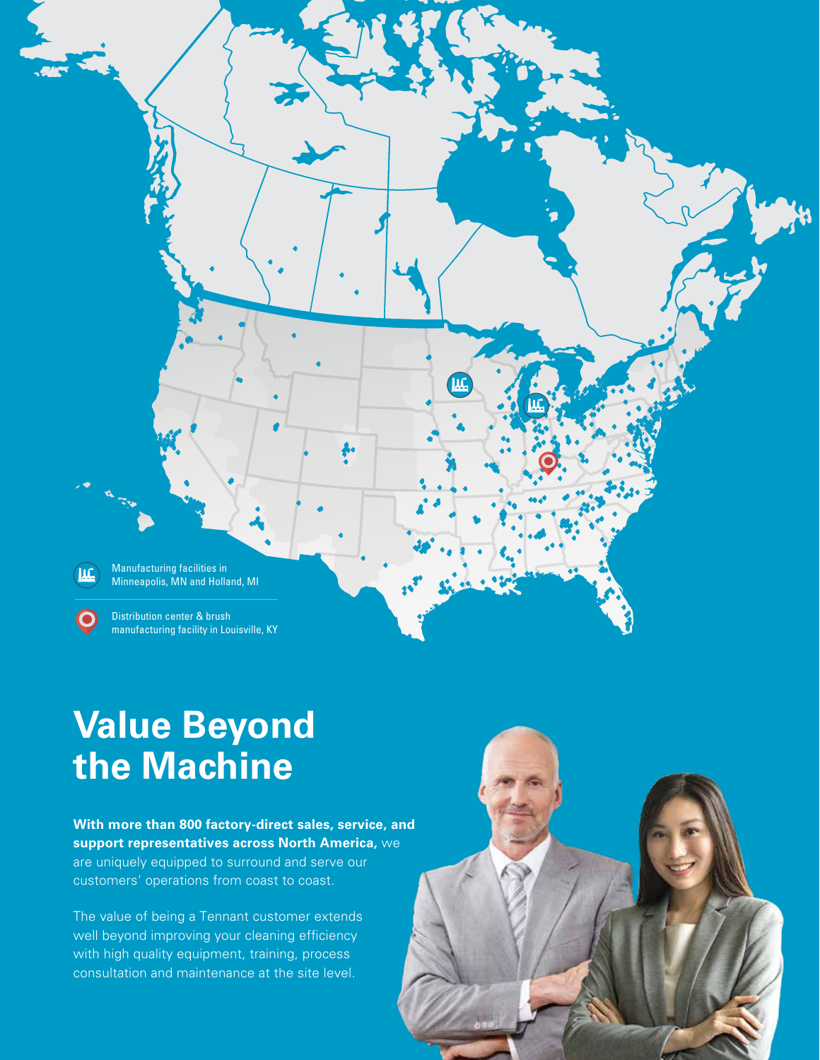Manufacturing facilities in Minneapolis, MN and Holland, MI

Distribution center & brush manufacturing facility in Louisville, KY

# Value Beyond the Machine

**With more than 800 factory-direct sales, service, and support representatives across North America,** we are uniquely equipped to surround and serve our customers' operations from coast to coast.

The value of being a Tennant customer extends well beyond improving your cleaning efficiency with high quality equipment, training, process consultation and maintenance at the site level.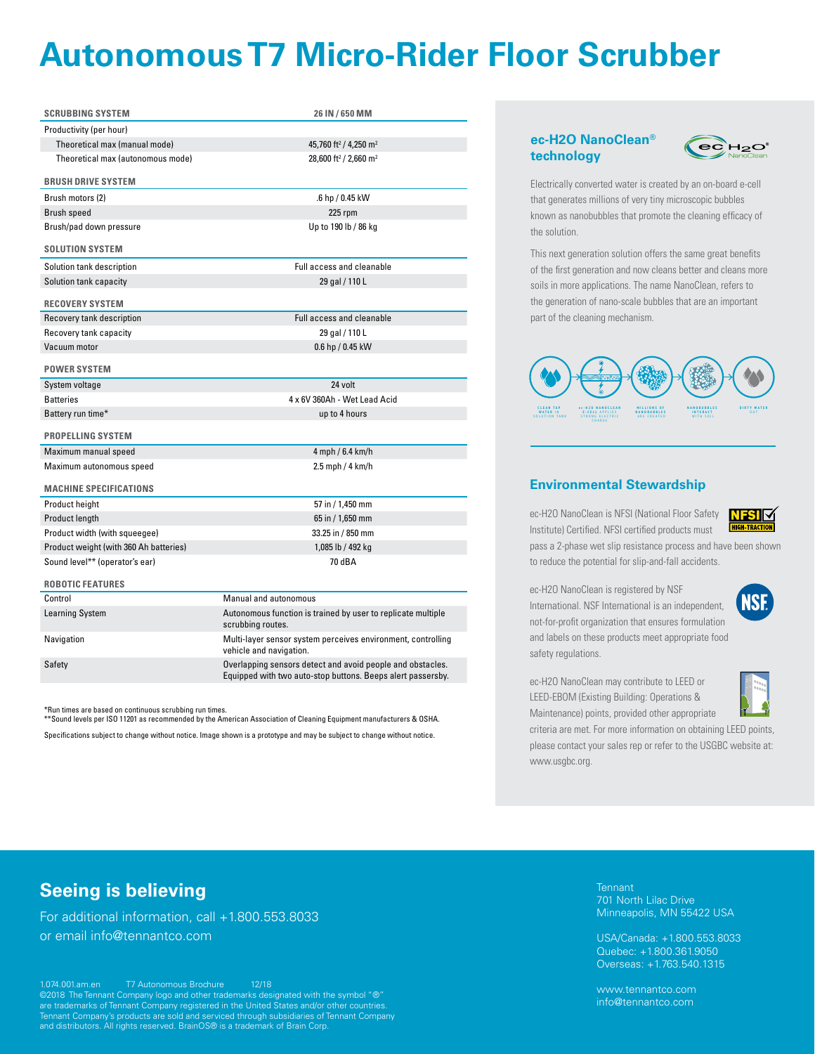# Autonomous T7 Micro-Rider Floor Scrubber

| SCRUBBING SYSTEM | 26 IN / 650 MM |
|---|---|
| Productivity (per hour) | |
| Theoretical max (manual mode) | 45,760 ft² / 4,250 m² |
| Theoretical max (autonomous mode) | 28,600 ft² / 2,660 m² |
| **BRUSH DRIVE SYSTEM** | |
| Brush motors (2) | .6 hp / 0.45 kW |
| Brush speed | 225 rpm |
| Brush/pad down pressure | Up to 190 lb / 86 kg |
| **SOLUTION SYSTEM** | |
| Solution tank description | Full access and cleanable |
| Solution tank capacity | 29 gal / 110 L |
| **RECOVERY SYSTEM** | |
| Recovery tank description | Full access and cleanable |
| Recovery tank capacity | 29 gal / 110 L |
| Vacuum motor | 0.6 hp / 0.45 kW |
| **POWER SYSTEM** | |
| System voltage | 24 volt |
| Batteries | 4 x 6V 360Ah - Wet Lead Acid |
| Battery run time* | up to 4 hours |
| **PROPELLING SYSTEM** | |
| Maximum manual speed | 4 mph / 6.4 km/h |
| Maximum autonomous speed | 2.5 mph / 4 km/h |
| **MACHINE SPECIFICATIONS** | |
| Product height | 57 in / 1,450 mm |
| Product length | 65 in / 1,650 mm |
| Product width (with squeegee) | 33.25 in / 850 mm |
| Product weight (with 360 Ah batteries) | 1,085 lb / 492 kg |
| Sound level** (operator's ear) | 70 dBA |
| **ROBOTIC FEATURES** | |
| Control | Manual and autonomous |
| Learning System | Autonomous function is trained by user to replicate multiple scrubbing routes. |
| Navigation | Multi-layer sensor system perceives environment, controlling vehicle and navigation. |
| Safety | Overlapping sensors detect and avoid people and obstacles. Equipped with two auto-stop buttons. Beeps alert passersby. |

*Run times are based on continuous scrubbing run times.
**Sound levels per ISO 11201 as recommended by the American Association of Cleaning Equipment manufacturers & OSHA.

Specifications subject to change without notice. Image shown is a prototype and may be subject to change without notice.

## ec-H2O NanoClean® technology

Electrically converted water is created by an on-board e-cell that generates millions of very tiny microscopic bubbles known as nanobubbles that promote the cleaning efficacy of the solution.

This next generation solution offers the same great benefits of the first generation and now cleans better and cleans more soils in more applications. The name NanoClean, refers to the generation of nano-scale bubbles that are an important part of the cleaning mechanism.

CLEAN TAP WATER IN SOLUTION TANK → ec-H2O NANOCLEAN E-CELL APPLIES STRONG ELECTRIC CHARGE → MILLIONS OF NANOBUBBLES ARE CREATED → NANOBUBBLES INTERACT WITH SOIL → DIRTY WATER OUT

## Environmental Stewardship

ec-H2O NanoClean is NFSI (National Floor Safety Institute) Certified. NFSI certified products must pass a 2-phase wet slip resistance process and have been shown to reduce the potential for slip-and-fall accidents.

ec-H2O NanoClean is registered by NSF International. NSF International is an independent, not-for-profit organization that ensures formulation and labels on these products meet appropriate food safety regulations.

ec-H2O NanoClean may contribute to LEED or LEED-EBOM (Existing Building: Operations & Maintenance) points, provided other appropriate criteria are met. For more information on obtaining LEED points, please contact your sales rep or refer to the USGBC website at: www.usgbc.org.

## Seeing is believing

For additional information, call +1.800.553.8033
or email info@tennantco.com

1.074.001.am.en T7 Autonomous Brochure 12/18
©2018 The Tennant Company logo and other trademarks designated with the symbol "®" are trademarks of Tennant Company registered in the United States and/or other countries. Tennant Company's products are sold and serviced through subsidiaries of Tennant Company and distributors. All rights reserved. BrainOS® is a trademark of Brain Corp.

Tennant
701 North Lilac Drive
Minneapolis, MN 55422 USA

USA/Canada: +1.800.553.8033
Quebec: +1.800.361.9050
Overseas: +1.763.540.1315

www.tennantco.com
info@tennantco.com